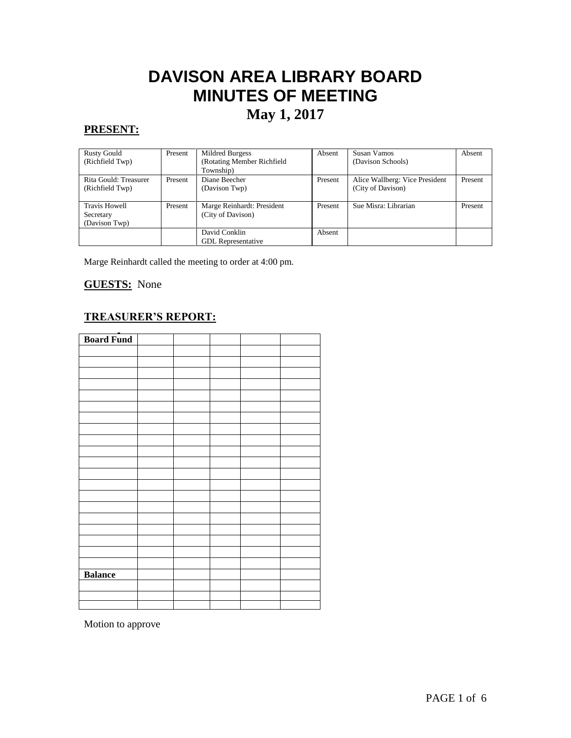# DAVISON AREA LIBRARY BOARD
# MINUTES OF MEETING
## May 1, 2017

**PRESENT:**

| | | | | | |
|---|---|---|---|---|---|
| Rusty Gould (Richfield Twp) | Present | Mildred Burgess (Rotating Member Richfield Township) | Absent | Susan Vamos (Davison Schools) | Absent |
| Rita Gould: Treasurer (Richfield Twp) | Present | Diane Beecher (Davison Twp) | Present | Alice Wallberg: Vice President (City of Davison) | Present |
| Travis Howell Secretary (Davison Twp) | Present | Marge Reinhardt: President (City of Davison) | Present | Sue Misra: Librarian | Present |
| | | David Conklin GDL Representative | Absent | | |

Marge Reinhardt called the meeting to order at 4:00 pm.

**GUESTS:** None

**TREASURER'S REPORT:**

| **Board Fund** | | | | | |
|---|---|---|---|---|---|
| | | | | | |
| | | | | | |
| | | | | | |
| | | | | | |
| | | | | | |
| | | | | | |
| | | | | | |
| | | | | | |
| | | | | | |
| | | | | | |
| | | | | | |
| | | | | | |
| | | | | | |
| | | | | | |
| | | | | | |
| | | | | | |
| | | | | | |
| | | | | | |
| | | | | | |
| | | | | | |
| **Balance** | | | | | |
| | | | | | |
| | | | | | |
| | | | | | |

Motion to approve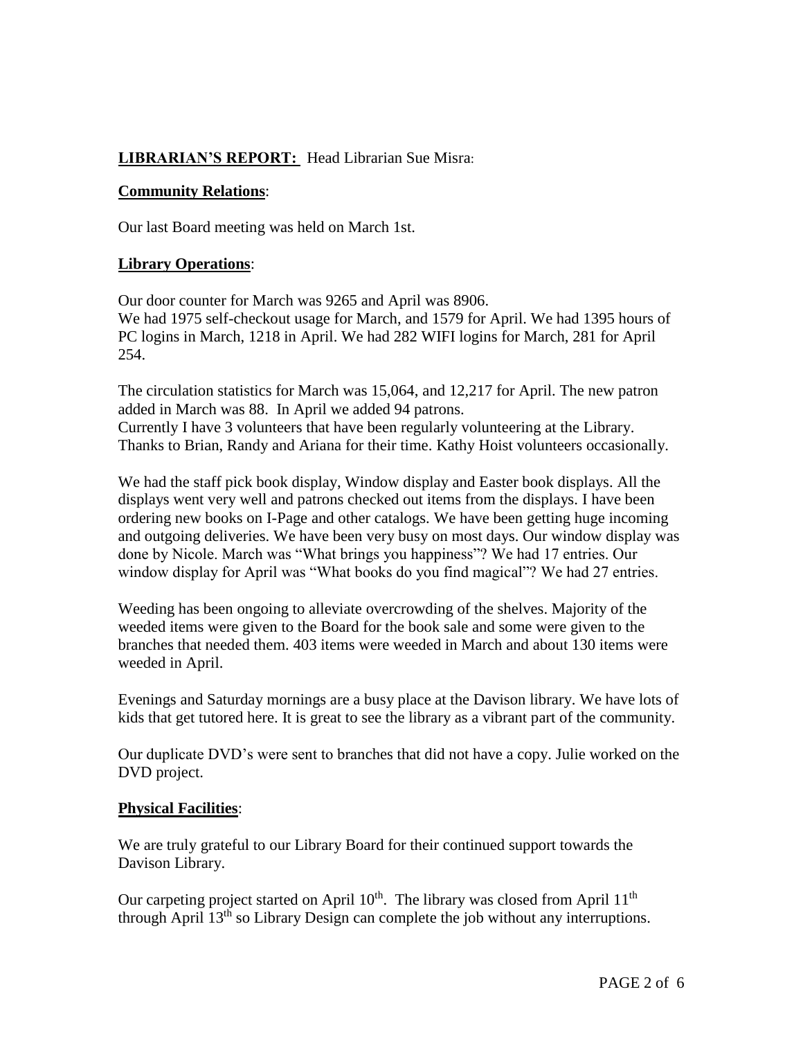**LIBRARIAN'S REPORT:** Head Librarian Sue Misra:

**Community Relations**:

Our last Board meeting was held on March 1st.

**Library Operations**:

Our door counter for March was 9265 and April was 8906.
We had 1975 self-checkout usage for March, and 1579 for April. We had 1395 hours of PC logins in March, 1218 in April. We had 282 WIFI logins for March, 281 for April 254.

The circulation statistics for March was 15,064, and 12,217 for April. The new patron added in March was 88. In April we added 94 patrons.
Currently I have 3 volunteers that have been regularly volunteering at the Library. Thanks to Brian, Randy and Ariana for their time. Kathy Hoist volunteers occasionally.

We had the staff pick book display, Window display and Easter book displays. All the displays went very well and patrons checked out items from the displays. I have been ordering new books on I-Page and other catalogs. We have been getting huge incoming and outgoing deliveries. We have been very busy on most days. Our window display was done by Nicole. March was "What brings you happiness"? We had 17 entries. Our window display for April was "What books do you find magical"? We had 27 entries.

Weeding has been ongoing to alleviate overcrowding of the shelves. Majority of the weeded items were given to the Board for the book sale and some were given to the branches that needed them. 403 items were weeded in March and about 130 items were weeded in April.

Evenings and Saturday mornings are a busy place at the Davison library. We have lots of kids that get tutored here. It is great to see the library as a vibrant part of the community.

Our duplicate DVD's were sent to branches that did not have a copy. Julie worked on the DVD project.

**Physical Facilities**:

We are truly grateful to our Library Board for their continued support towards the Davison Library.

Our carpeting project started on April 10th. The library was closed from April 11th through April 13th so Library Design can complete the job without any interruptions.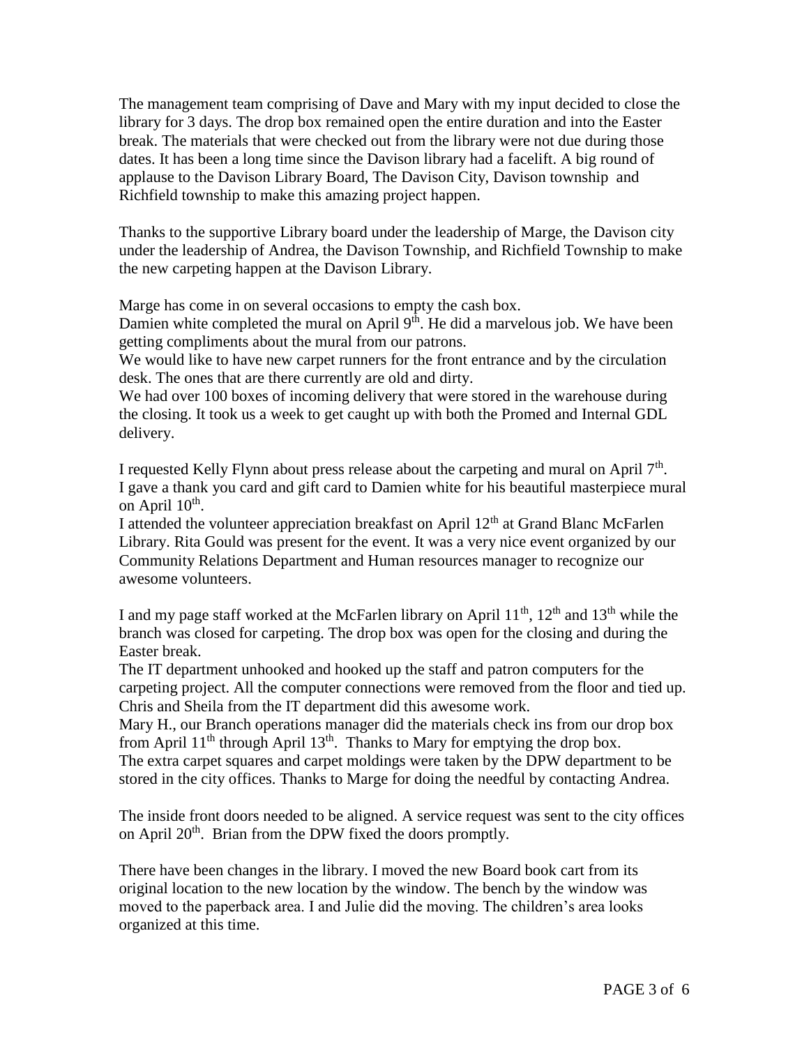The management team comprising of Dave and Mary with my input decided to close the library for 3 days. The drop box remained open the entire duration and into the Easter break. The materials that were checked out from the library were not due during those dates. It has been a long time since the Davison library had a facelift. A big round of applause to the Davison Library Board, The Davison City, Davison township and Richfield township to make this amazing project happen.

Thanks to the supportive Library board under the leadership of Marge, the Davison city under the leadership of Andrea, the Davison Township, and Richfield Township to make the new carpeting happen at the Davison Library.

Marge has come in on several occasions to empty the cash box.
Damien white completed the mural on April 9th. He did a marvelous job. We have been getting compliments about the mural from our patrons.
We would like to have new carpet runners for the front entrance and by the circulation desk. The ones that are there currently are old and dirty.
We had over 100 boxes of incoming delivery that were stored in the warehouse during the closing. It took us a week to get caught up with both the Promed and Internal GDL delivery.

I requested Kelly Flynn about press release about the carpeting and mural on April 7th.
I gave a thank you card and gift card to Damien white for his beautiful masterpiece mural on April 10th.
I attended the volunteer appreciation breakfast on April 12th at Grand Blanc McFarlen Library. Rita Gould was present for the event. It was a very nice event organized by our Community Relations Department and Human resources manager to recognize our awesome volunteers.

I and my page staff worked at the McFarlen library on April 11th, 12th and 13th while the branch was closed for carpeting. The drop box was open for the closing and during the Easter break.
The IT department unhooked and hooked up the staff and patron computers for the carpeting project. All the computer connections were removed from the floor and tied up. Chris and Sheila from the IT department did this awesome work.
Mary H., our Branch operations manager did the materials check ins from our drop box from April 11th through April 13th. Thanks to Mary for emptying the drop box.
The extra carpet squares and carpet moldings were taken by the DPW department to be stored in the city offices. Thanks to Marge for doing the needful by contacting Andrea.

The inside front doors needed to be aligned. A service request was sent to the city offices on April 20th. Brian from the DPW fixed the doors promptly.

There have been changes in the library. I moved the new Board book cart from its original location to the new location by the window. The bench by the window was moved to the paperback area. I and Julie did the moving. The children's area looks organized at this time.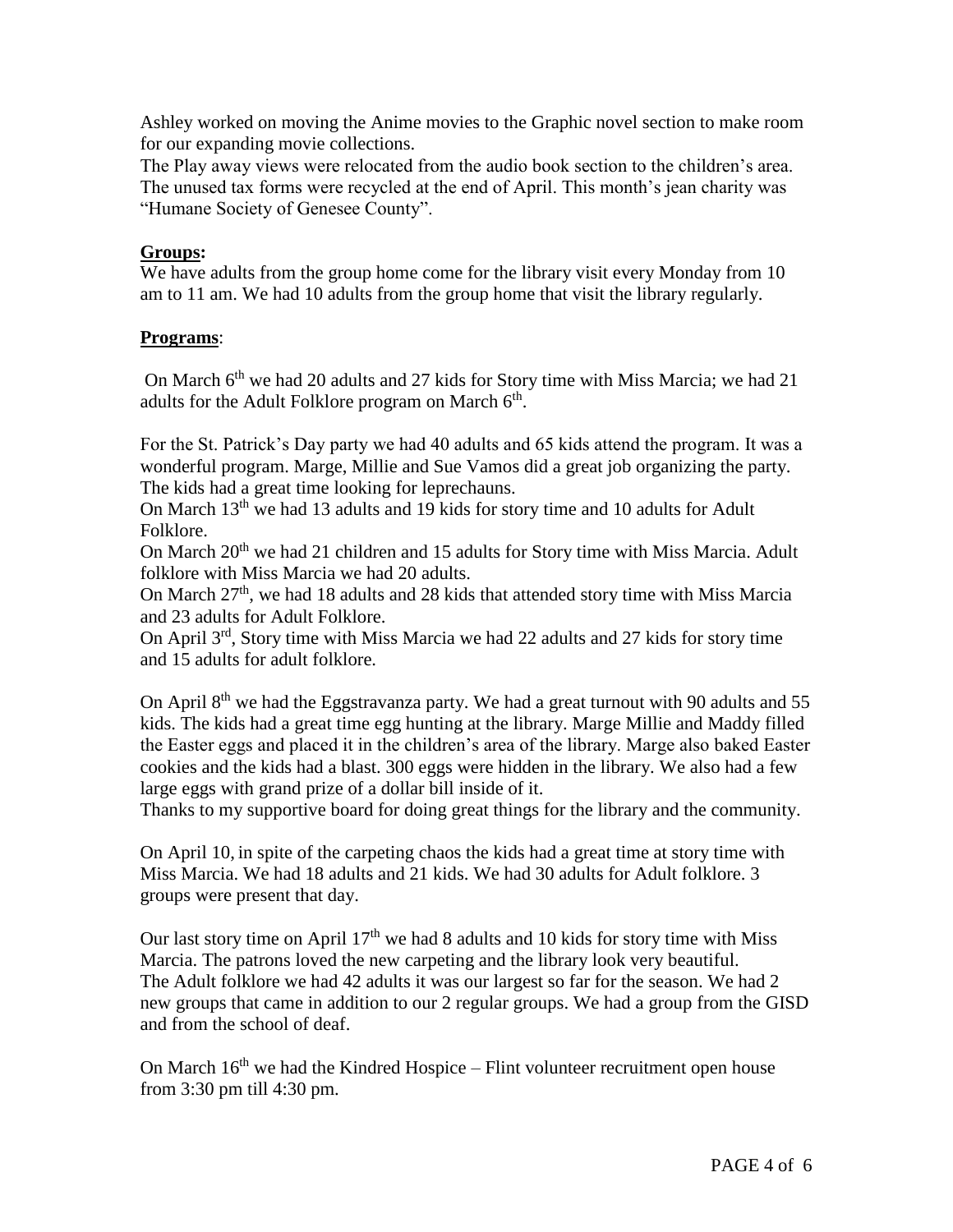Ashley worked on moving the Anime movies to the Graphic novel section to make room for our expanding movie collections.
The Play away views were relocated from the audio book section to the children's area.
The unused tax forms were recycled at the end of April. This month's jean charity was "Humane Society of Genesee County".

**Groups:**

We have adults from the group home come for the library visit every Monday from 10 am to 11 am. We had 10 adults from the group home that visit the library regularly.

**Programs**:

On March 6th we had 20 adults and 27 kids for Story time with Miss Marcia; we had 21 adults for the Adult Folklore program on March 6th.

For the St. Patrick's Day party we had 40 adults and 65 kids attend the program. It was a wonderful program. Marge, Millie and Sue Vamos did a great job organizing the party. The kids had a great time looking for leprechauns.
On March 13th we had 13 adults and 19 kids for story time and 10 adults for Adult Folklore.
On March 20th we had 21 children and 15 adults for Story time with Miss Marcia. Adult folklore with Miss Marcia we had 20 adults.
On March 27th, we had 18 adults and 28 kids that attended story time with Miss Marcia and 23 adults for Adult Folklore.
On April 3rd, Story time with Miss Marcia we had 22 adults and 27 kids for story time and 15 adults for adult folklore.

On April 8th we had the Eggstravanza party. We had a great turnout with 90 adults and 55 kids. The kids had a great time egg hunting at the library. Marge Millie and Maddy filled the Easter eggs and placed it in the children's area of the library. Marge also baked Easter cookies and the kids had a blast. 300 eggs were hidden in the library. We also had a few large eggs with grand prize of a dollar bill inside of it.
Thanks to my supportive board for doing great things for the library and the community.

On April 10, in spite of the carpeting chaos the kids had a great time at story time with Miss Marcia. We had 18 adults and 21 kids. We had 30 adults for Adult folklore. 3 groups were present that day.

Our last story time on April 17th we had 8 adults and 10 kids for story time with Miss Marcia. The patrons loved the new carpeting and the library look very beautiful.
The Adult folklore we had 42 adults it was our largest so far for the season. We had 2 new groups that came in addition to our 2 regular groups. We had a group from the GISD and from the school of deaf.

On March 16th we had the Kindred Hospice – Flint volunteer recruitment open house from 3:30 pm till 4:30 pm.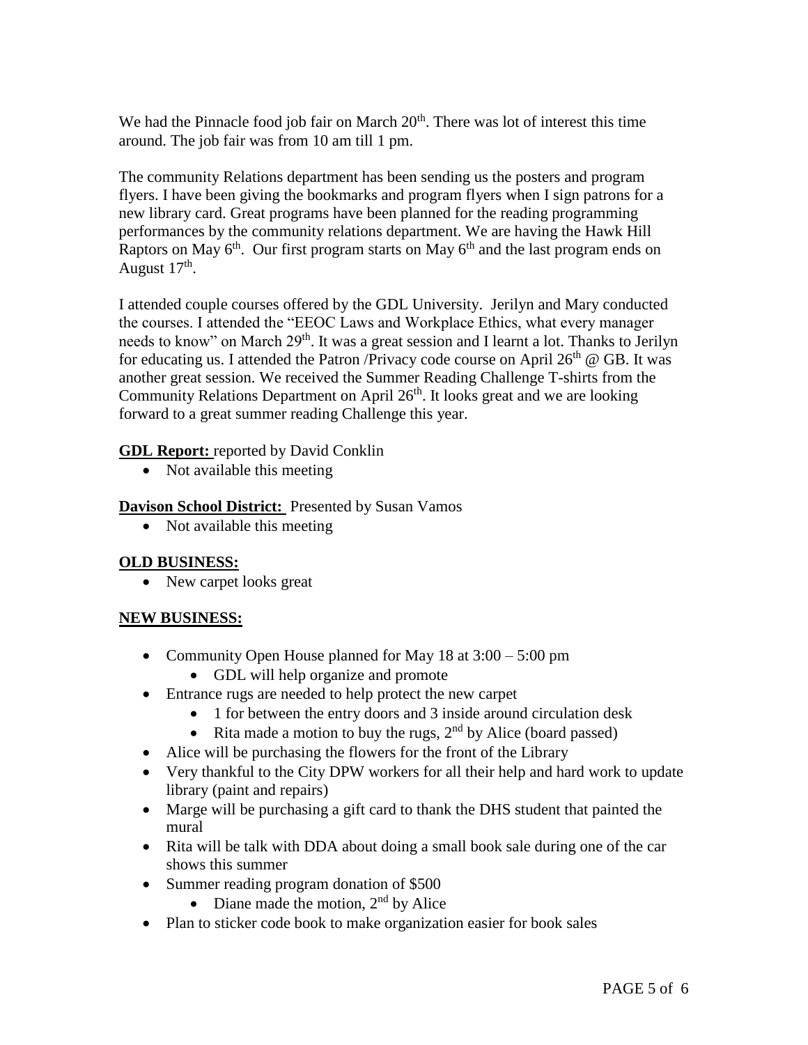We had the Pinnacle food job fair on March 20th. There was lot of interest this time around. The job fair was from 10 am till 1 pm.

The community Relations department has been sending us the posters and program flyers. I have been giving the bookmarks and program flyers when I sign patrons for a new library card. Great programs have been planned for the reading programming performances by the community relations department. We are having the Hawk Hill Raptors on May 6th. Our first program starts on May 6th and the last program ends on August 17th.

I attended couple courses offered by the GDL University. Jerilyn and Mary conducted the courses. I attended the "EEOC Laws and Workplace Ethics, what every manager needs to know" on March 29th. It was a great session and I learnt a lot. Thanks to Jerilyn for educating us. I attended the Patron /Privacy code course on April 26th @ GB. It was another great session. We received the Summer Reading Challenge T-shirts from the Community Relations Department on April 26th. It looks great and we are looking forward to a great summer reading Challenge this year.

**GDL Report:** reported by David Conklin

- Not available this meeting

**Davison School District:** Presented by Susan Vamos

- Not available this meeting

**OLD BUSINESS:**

- New carpet looks great

**NEW BUSINESS:**

- Community Open House planned for May 18 at 3:00 – 5:00 pm
  - GDL will help organize and promote
- Entrance rugs are needed to help protect the new carpet
  - 1 for between the entry doors and 3 inside around circulation desk
  - Rita made a motion to buy the rugs, 2nd by Alice (board passed)
- Alice will be purchasing the flowers for the front of the Library
- Very thankful to the City DPW workers for all their help and hard work to update library (paint and repairs)
- Marge will be purchasing a gift card to thank the DHS student that painted the mural
- Rita will be talk with DDA about doing a small book sale during one of the car shows this summer
- Summer reading program donation of $500
  - Diane made the motion, 2nd by Alice
- Plan to sticker code book to make organization easier for book sales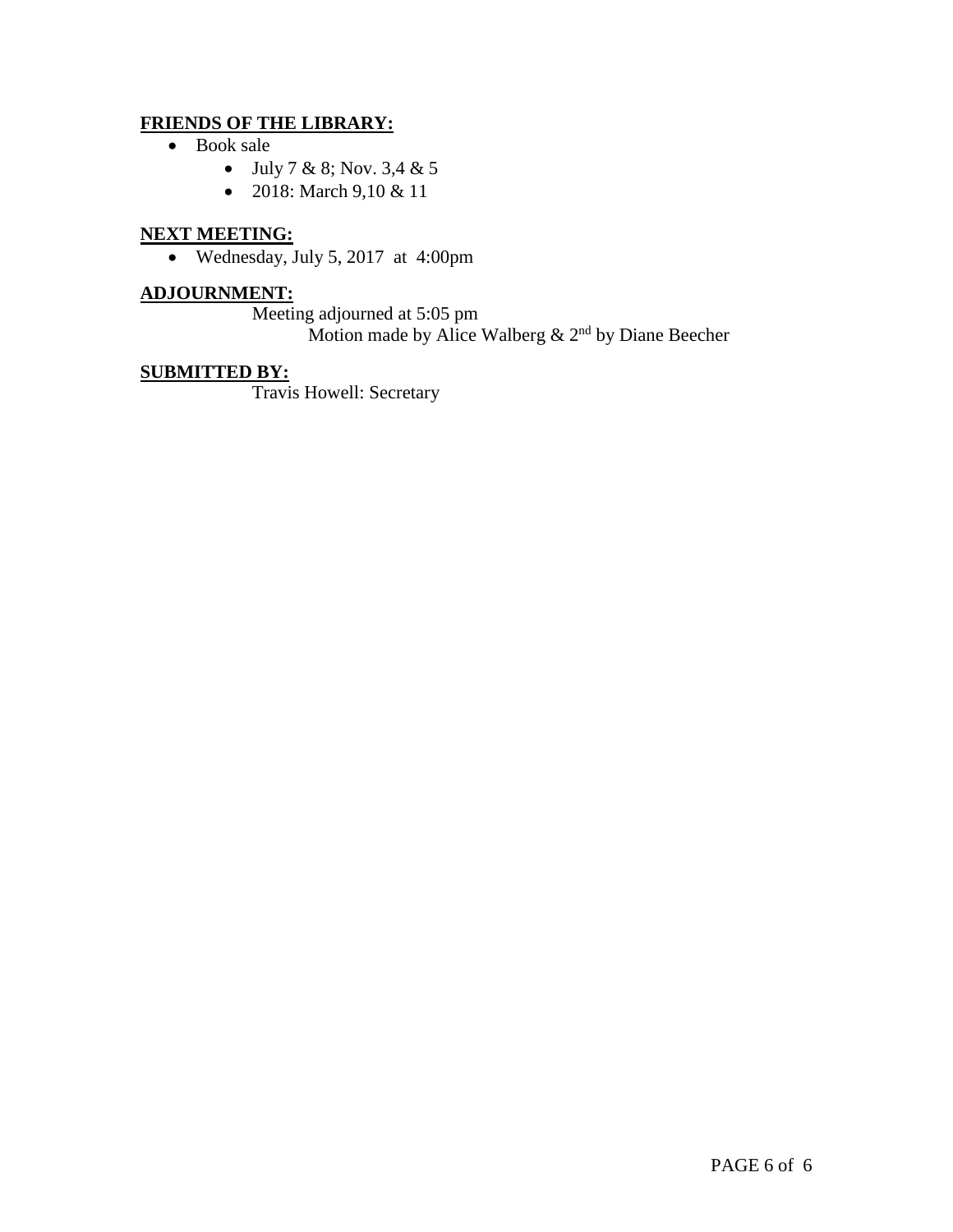**FRIENDS OF THE LIBRARY:**

- Book sale
  - July 7 & 8; Nov. 3,4 & 5
  - 2018: March 9,10 & 11

**NEXT MEETING:**

- Wednesday, July 5, 2017 at 4:00pm

**ADJOURNMENT:**

Meeting adjourned at 5:05 pm

Motion made by Alice Walberg & 2nd by Diane Beecher

**SUBMITTED BY:**

Travis Howell: Secretary